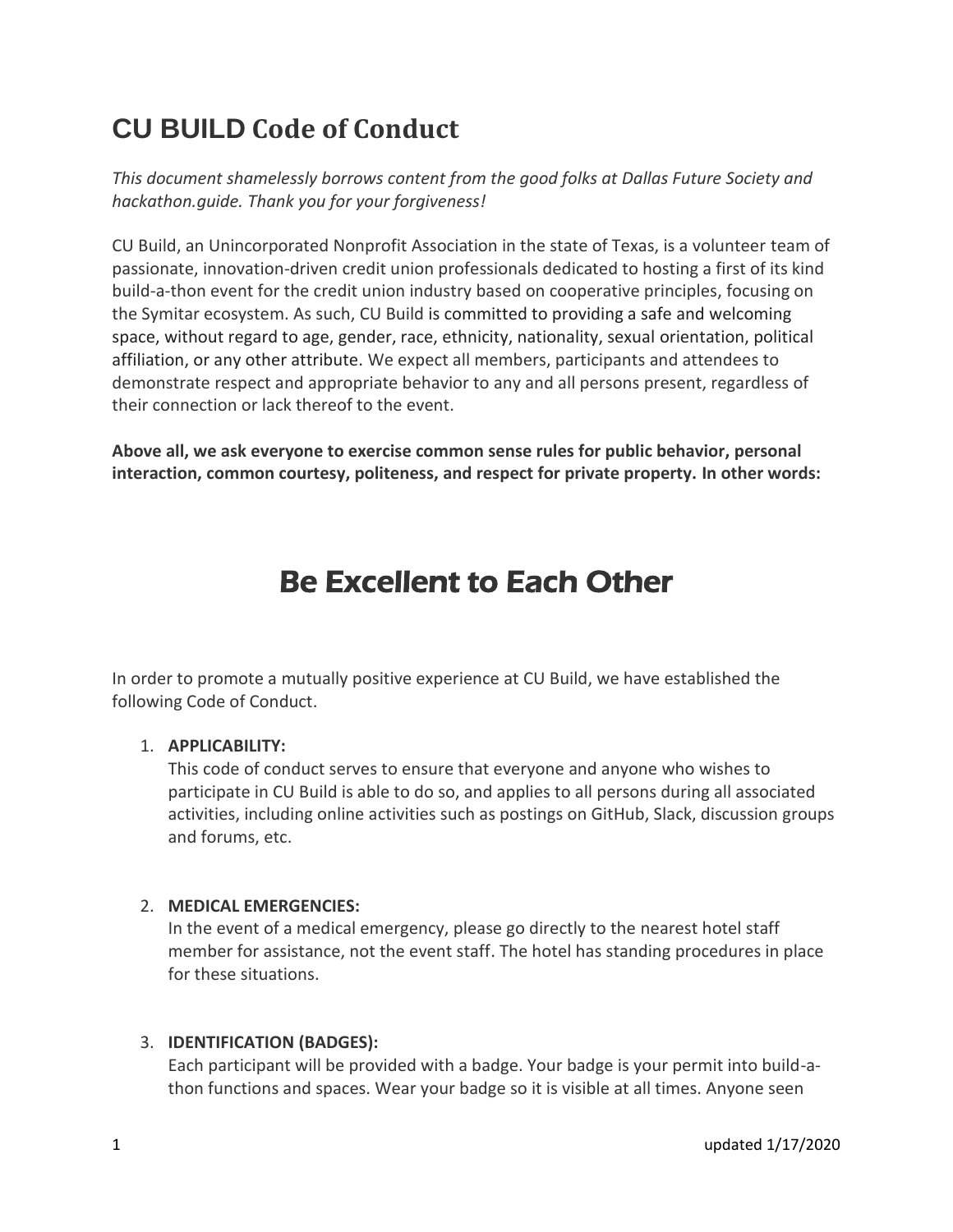# CU BUILD Code of Conduct

*This document shamelessly borrows content from the good folks at Dallas Future Society and hackathon.guide. Thank you for your forgiveness!*

CU Build, an Unincorporated Nonprofit Association in the state of Texas, is a volunteer team of passionate, innovation-driven credit union professionals dedicated to hosting a first of its kind build-a-thon event for the credit union industry based on cooperative principles, focusing on the Symitar ecosystem. As such, CU Build is committed to providing a safe and welcoming space, without regard to age, gender, race, ethnicity, nationality, sexual orientation, political affiliation, or any other attribute. We expect all members, participants and attendees to demonstrate respect and appropriate behavior to any and all persons present, regardless of their connection or lack thereof to the event.

**Above all, we ask everyone to exercise common sense rules for public behavior, personal interaction, common courtesy, politeness, and respect for private property. In other words:**

## Be Excellent to Each Other

In order to promote a mutually positive experience at CU Build, we have established the following Code of Conduct.

1. **APPLICABILITY:**
   This code of conduct serves to ensure that everyone and anyone who wishes to participate in CU Build is able to do so, and applies to all persons during all associated activities, including online activities such as postings on GitHub, Slack, discussion groups and forums, etc.

2. **MEDICAL EMERGENCIES:**
   In the event of a medical emergency, please go directly to the nearest hotel staff member for assistance, not the event staff. The hotel has standing procedures in place for these situations.

3. **IDENTIFICATION (BADGES):**
   Each participant will be provided with a badge. Your badge is your permit into build-a-thon functions and spaces. Wear your badge so it is visible at all times. Anyone seen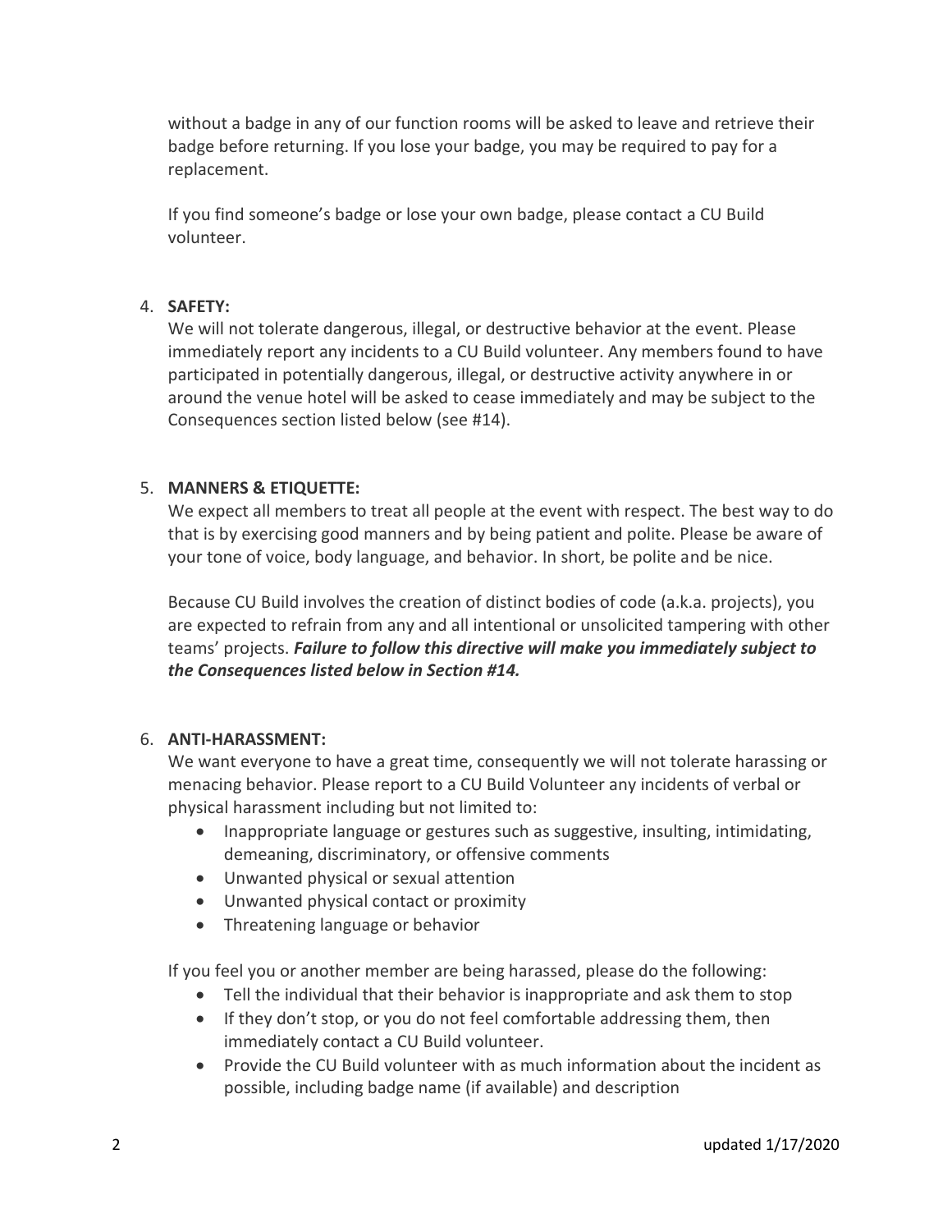without a badge in any of our function rooms will be asked to leave and retrieve their badge before returning. If you lose your badge, you may be required to pay for a replacement.

If you find someone's badge or lose your own badge, please contact a CU Build volunteer.

4. **SAFETY:**
   We will not tolerate dangerous, illegal, or destructive behavior at the event. Please immediately report any incidents to a CU Build volunteer. Any members found to have participated in potentially dangerous, illegal, or destructive activity anywhere in or around the venue hotel will be asked to cease immediately and may be subject to the Consequences section listed below (see #14).

5. **MANNERS & ETIQUETTE:**
   We expect all members to treat all people at the event with respect. The best way to do that is by exercising good manners and by being patient and polite. Please be aware of your tone of voice, body language, and behavior. In short, be polite and be nice.

   Because CU Build involves the creation of distinct bodies of code (a.k.a. projects), you are expected to refrain from any and all intentional or unsolicited tampering with other teams' projects. ***Failure to follow this directive will make you immediately subject to the Consequences listed below in Section #14.***

6. **ANTI-HARASSMENT:**
   We want everyone to have a great time, consequently we will not tolerate harassing or menacing behavior. Please report to a CU Build Volunteer any incidents of verbal or physical harassment including but not limited to:
   - Inappropriate language or gestures such as suggestive, insulting, intimidating, demeaning, discriminatory, or offensive comments
   - Unwanted physical or sexual attention
   - Unwanted physical contact or proximity
   - Threatening language or behavior

   If you feel you or another member are being harassed, please do the following:
   - Tell the individual that their behavior is inappropriate and ask them to stop
   - If they don't stop, or you do not feel comfortable addressing them, then immediately contact a CU Build volunteer.
   - Provide the CU Build volunteer with as much information about the incident as possible, including badge name (if available) and description

updated 1/17/2020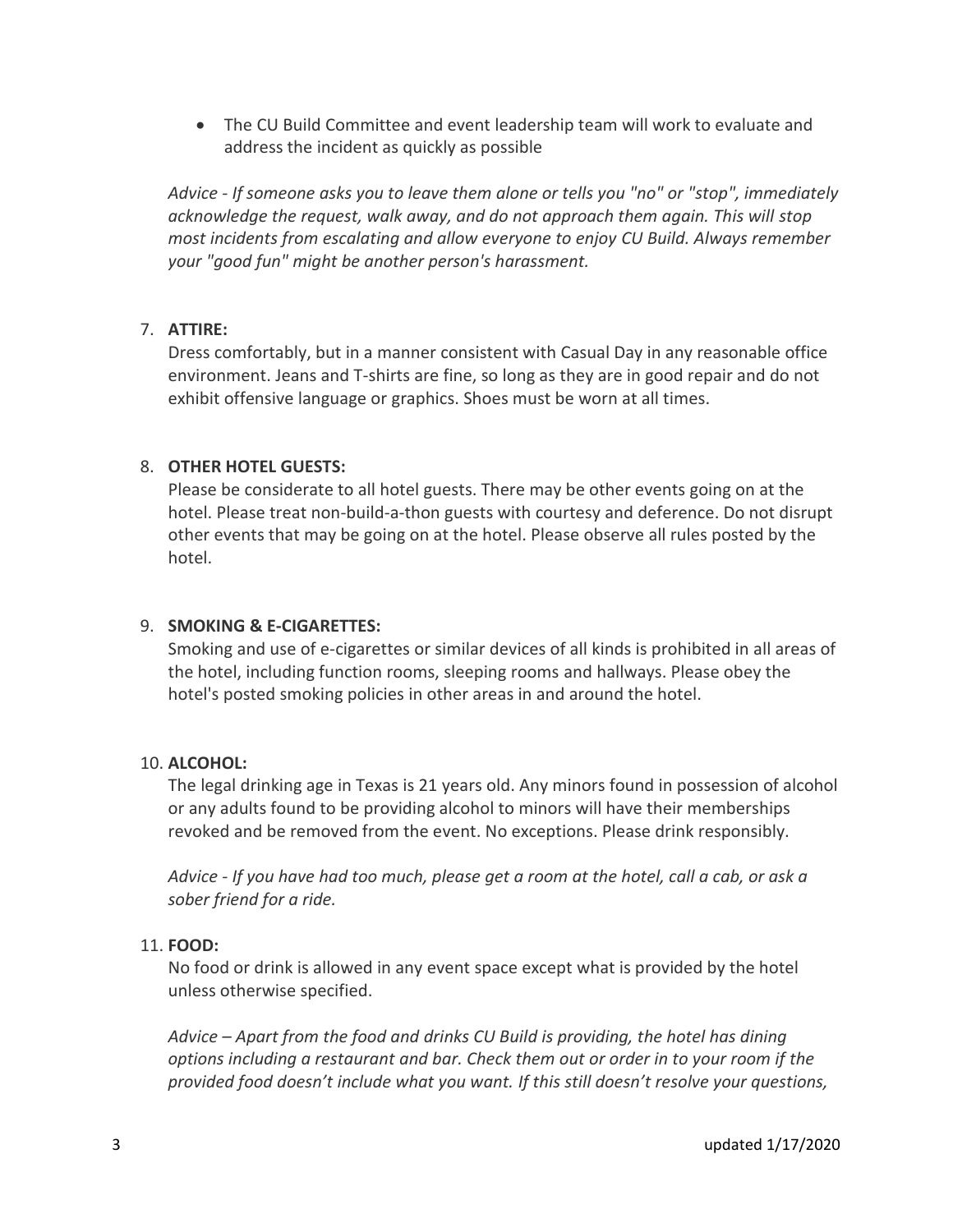- The CU Build Committee and event leadership team will work to evaluate and address the incident as quickly as possible

*Advice - If someone asks you to leave them alone or tells you "no" or "stop", immediately acknowledge the request, walk away, and do not approach them again. This will stop most incidents from escalating and allow everyone to enjoy CU Build. Always remember your "good fun" might be another person's harassment.*

7. **ATTIRE:**
   Dress comfortably, but in a manner consistent with Casual Day in any reasonable office environment. Jeans and T-shirts are fine, so long as they are in good repair and do not exhibit offensive language or graphics. Shoes must be worn at all times.

8. **OTHER HOTEL GUESTS:**
   Please be considerate to all hotel guests. There may be other events going on at the hotel. Please treat non-build-a-thon guests with courtesy and deference. Do not disrupt other events that may be going on at the hotel. Please observe all rules posted by the hotel.

9. **SMOKING & E-CIGARETTES:**
   Smoking and use of e-cigarettes or similar devices of all kinds is prohibited in all areas of the hotel, including function rooms, sleeping rooms and hallways. Please obey the hotel's posted smoking policies in other areas in and around the hotel.

10. **ALCOHOL:**
    The legal drinking age in Texas is 21 years old. Any minors found in possession of alcohol or any adults found to be providing alcohol to minors will have their memberships revoked and be removed from the event. No exceptions. Please drink responsibly.

    *Advice - If you have had too much, please get a room at the hotel, call a cab, or ask a sober friend for a ride.*

11. **FOOD:**
    No food or drink is allowed in any event space except what is provided by the hotel unless otherwise specified.

    *Advice – Apart from the food and drinks CU Build is providing, the hotel has dining options including a restaurant and bar. Check them out or order in to your room if the provided food doesn't include what you want. If this still doesn't resolve your questions,*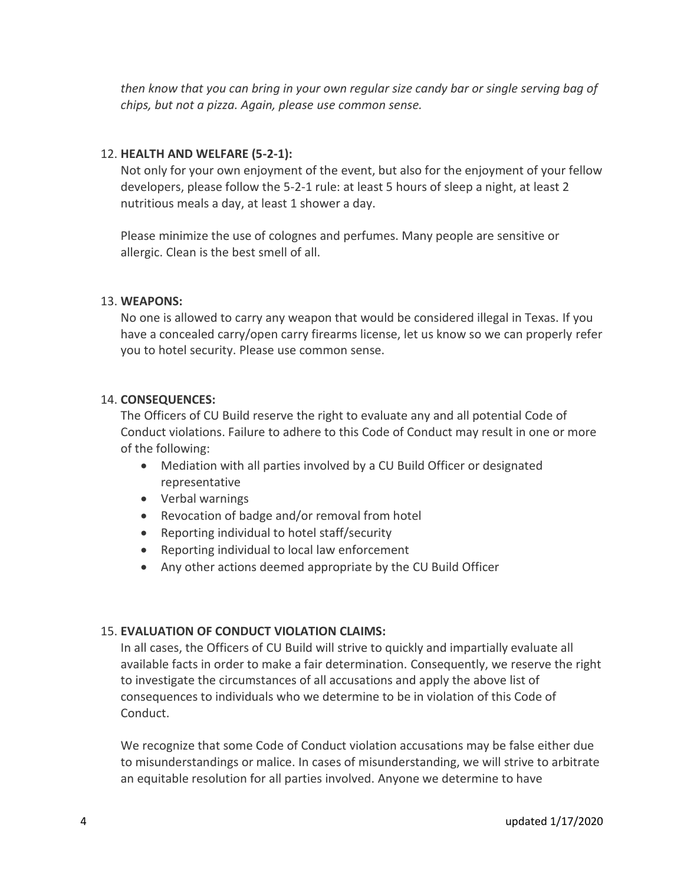*then know that you can bring in your own regular size candy bar or single serving bag of chips, but not a pizza. Again, please use common sense.*

12. **HEALTH AND WELFARE (5-2-1):**

    Not only for your own enjoyment of the event, but also for the enjoyment of your fellow developers, please follow the 5-2-1 rule: at least 5 hours of sleep a night, at least 2 nutritious meals a day, at least 1 shower a day.

    Please minimize the use of colognes and perfumes. Many people are sensitive or allergic. Clean is the best smell of all.

13. **WEAPONS:**

    No one is allowed to carry any weapon that would be considered illegal in Texas. If you have a concealed carry/open carry firearms license, let us know so we can properly refer you to hotel security. Please use common sense.

14. **CONSEQUENCES:**

    The Officers of CU Build reserve the right to evaluate any and all potential Code of Conduct violations. Failure to adhere to this Code of Conduct may result in one or more of the following:

    - Mediation with all parties involved by a CU Build Officer or designated representative
    - Verbal warnings
    - Revocation of badge and/or removal from hotel
    - Reporting individual to hotel staff/security
    - Reporting individual to local law enforcement
    - Any other actions deemed appropriate by the CU Build Officer

15. **EVALUATION OF CONDUCT VIOLATION CLAIMS:**

    In all cases, the Officers of CU Build will strive to quickly and impartially evaluate all available facts in order to make a fair determination. Consequently, we reserve the right to investigate the circumstances of all accusations and apply the above list of consequences to individuals who we determine to be in violation of this Code of Conduct.

    We recognize that some Code of Conduct violation accusations may be false either due to misunderstandings or malice. In cases of misunderstanding, we will strive to arbitrate an equitable resolution for all parties involved. Anyone we determine to have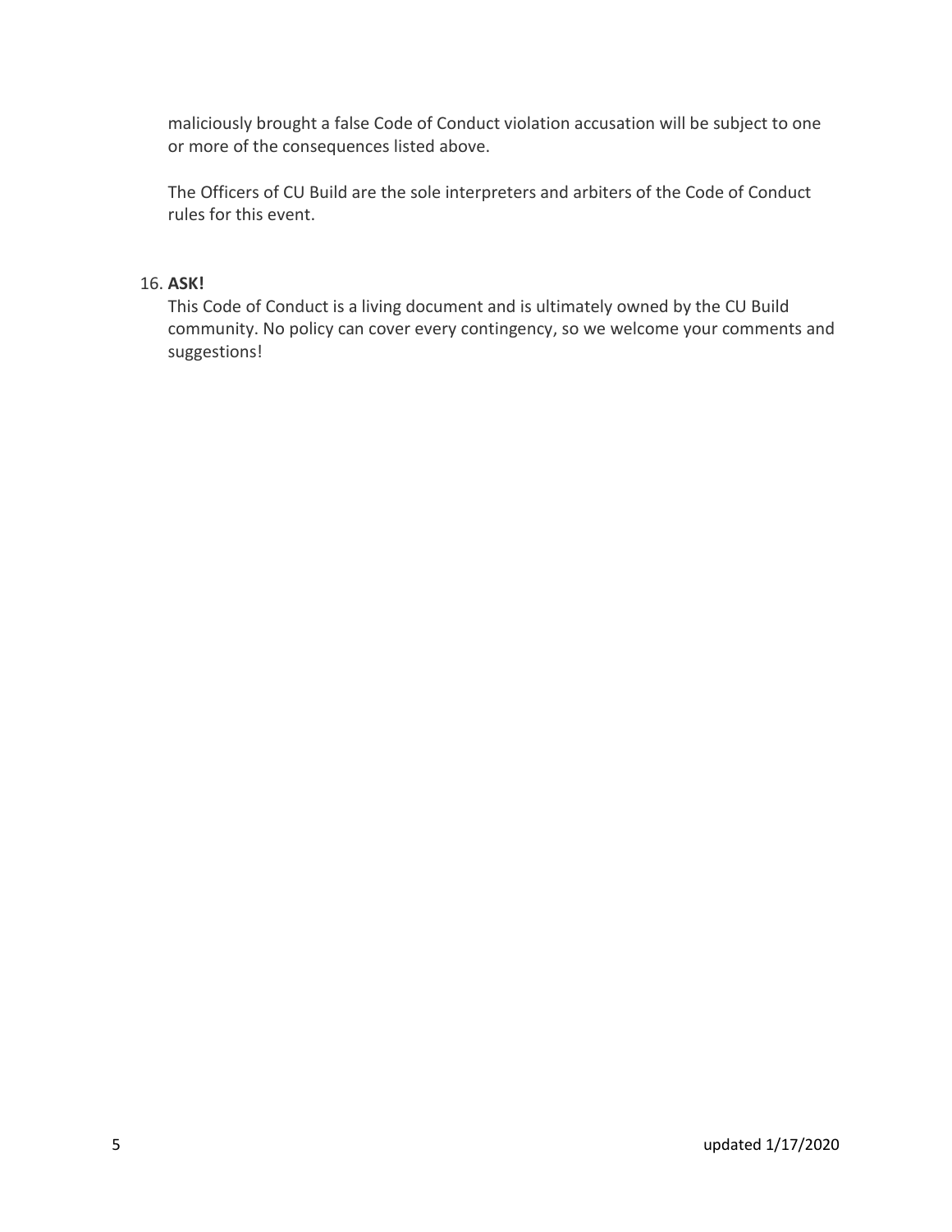maliciously brought a false Code of Conduct violation accusation will be subject to one or more of the consequences listed above.

The Officers of CU Build are the sole interpreters and arbiters of the Code of Conduct rules for this event.

16. **ASK!**
    This Code of Conduct is a living document and is ultimately owned by the CU Build community. No policy can cover every contingency, so we welcome your comments and suggestions!